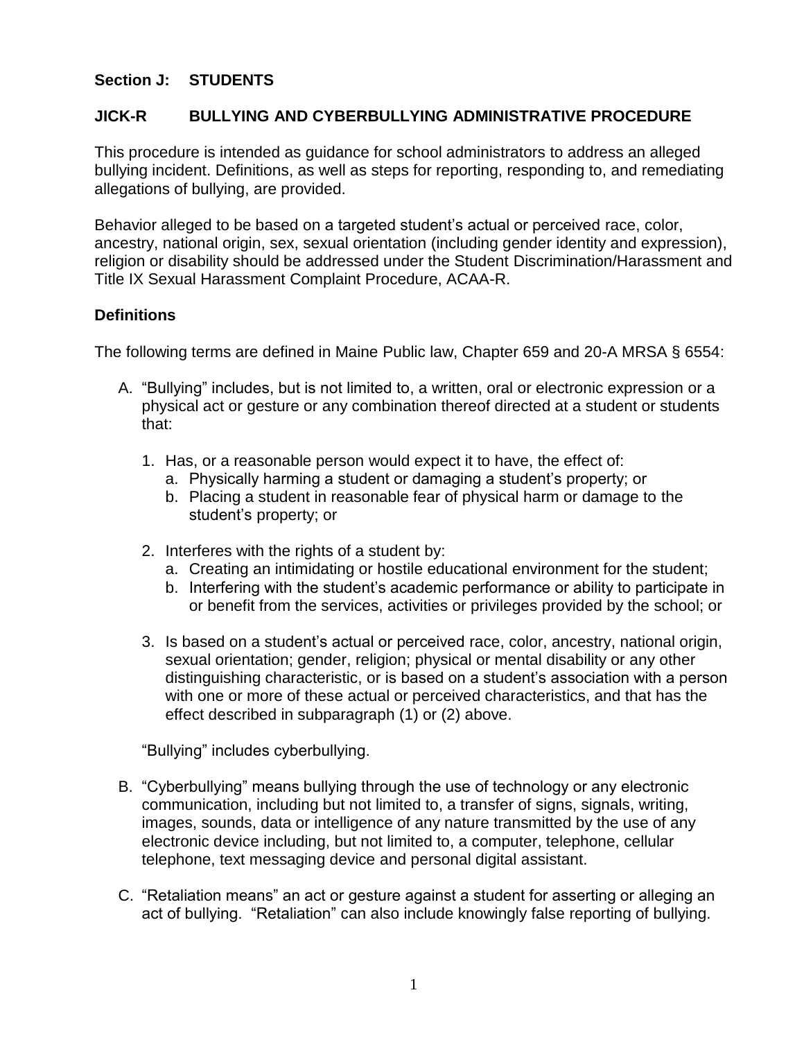**Section J: STUDENTS**

**JICK-R BULLYING AND CYBERBULLYING ADMINISTRATIVE PROCEDURE**

This procedure is intended as guidance for school administrators to address an alleged bullying incident. Definitions, as well as steps for reporting, responding to, and remediating allegations of bullying, are provided.

Behavior alleged to be based on a targeted student's actual or perceived race, color, ancestry, national origin, sex, sexual orientation (including gender identity and expression), religion or disability should be addressed under the Student Discrimination/Harassment and Title IX Sexual Harassment Complaint Procedure, ACAA-R.

**Definitions**

The following terms are defined in Maine Public law, Chapter 659 and 20-A MRSA § 6554:

A. "Bullying" includes, but is not limited to, a written, oral or electronic expression or a physical act or gesture or any combination thereof directed at a student or students that:

   1. Has, or a reasonable person would expect it to have, the effect of:
      a. Physically harming a student or damaging a student's property; or
      b. Placing a student in reasonable fear of physical harm or damage to the student's property; or

   2. Interferes with the rights of a student by:
      a. Creating an intimidating or hostile educational environment for the student;
      b. Interfering with the student's academic performance or ability to participate in or benefit from the services, activities or privileges provided by the school; or

   3. Is based on a student's actual or perceived race, color, ancestry, national origin, sexual orientation; gender, religion; physical or mental disability or any other distinguishing characteristic, or is based on a student's association with a person with one or more of these actual or perceived characteristics, and that has the effect described in subparagraph (1) or (2) above.

   "Bullying" includes cyberbullying.

B. "Cyberbullying" means bullying through the use of technology or any electronic communication, including but not limited to, a transfer of signs, signals, writing, images, sounds, data or intelligence of any nature transmitted by the use of any electronic device including, but not limited to, a computer, telephone, cellular telephone, text messaging device and personal digital assistant.

C. "Retaliation means" an act or gesture against a student for asserting or alleging an act of bullying. "Retaliation" can also include knowingly false reporting of bullying.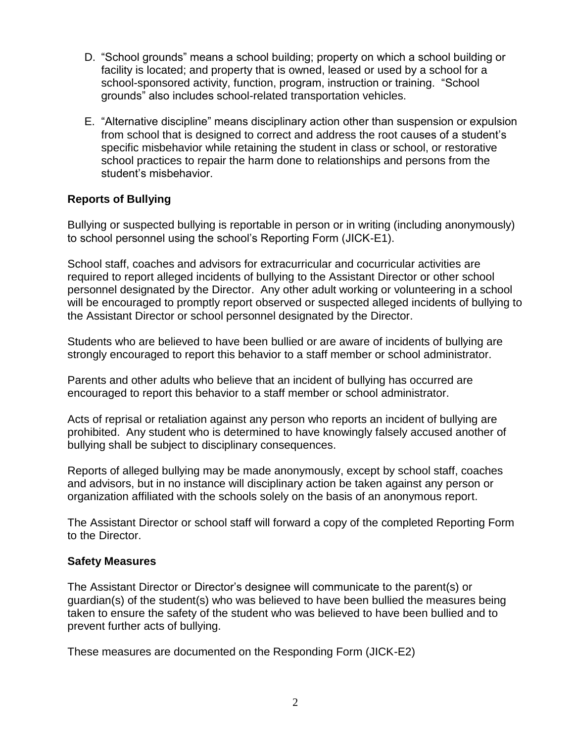D. “School grounds” means a school building; property on which a school building or facility is located; and property that is owned, leased or used by a school for a school-sponsored activity, function, program, instruction or training. “School grounds” also includes school-related transportation vehicles.

E. “Alternative discipline” means disciplinary action other than suspension or expulsion from school that is designed to correct and address the root causes of a student’s specific misbehavior while retaining the student in class or school, or restorative school practices to repair the harm done to relationships and persons from the student’s misbehavior.

**Reports of Bullying**

Bullying or suspected bullying is reportable in person or in writing (including anonymously) to school personnel using the school’s Reporting Form (JICK-E1).

School staff, coaches and advisors for extracurricular and cocurricular activities are required to report alleged incidents of bullying to the Assistant Director or other school personnel designated by the Director. Any other adult working or volunteering in a school will be encouraged to promptly report observed or suspected alleged incidents of bullying to the Assistant Director or school personnel designated by the Director.

Students who are believed to have been bullied or are aware of incidents of bullying are strongly encouraged to report this behavior to a staff member or school administrator.

Parents and other adults who believe that an incident of bullying has occurred are encouraged to report this behavior to a staff member or school administrator.

Acts of reprisal or retaliation against any person who reports an incident of bullying are prohibited. Any student who is determined to have knowingly falsely accused another of bullying shall be subject to disciplinary consequences.

Reports of alleged bullying may be made anonymously, except by school staff, coaches and advisors, but in no instance will disciplinary action be taken against any person or organization affiliated with the schools solely on the basis of an anonymous report.

The Assistant Director or school staff will forward a copy of the completed Reporting Form to the Director.

**Safety Measures**

The Assistant Director or Director’s designee will communicate to the parent(s) or guardian(s) of the student(s) who was believed to have been bullied the measures being taken to ensure the safety of the student who was believed to have been bullied and to prevent further acts of bullying.

These measures are documented on the Responding Form (JICK-E2)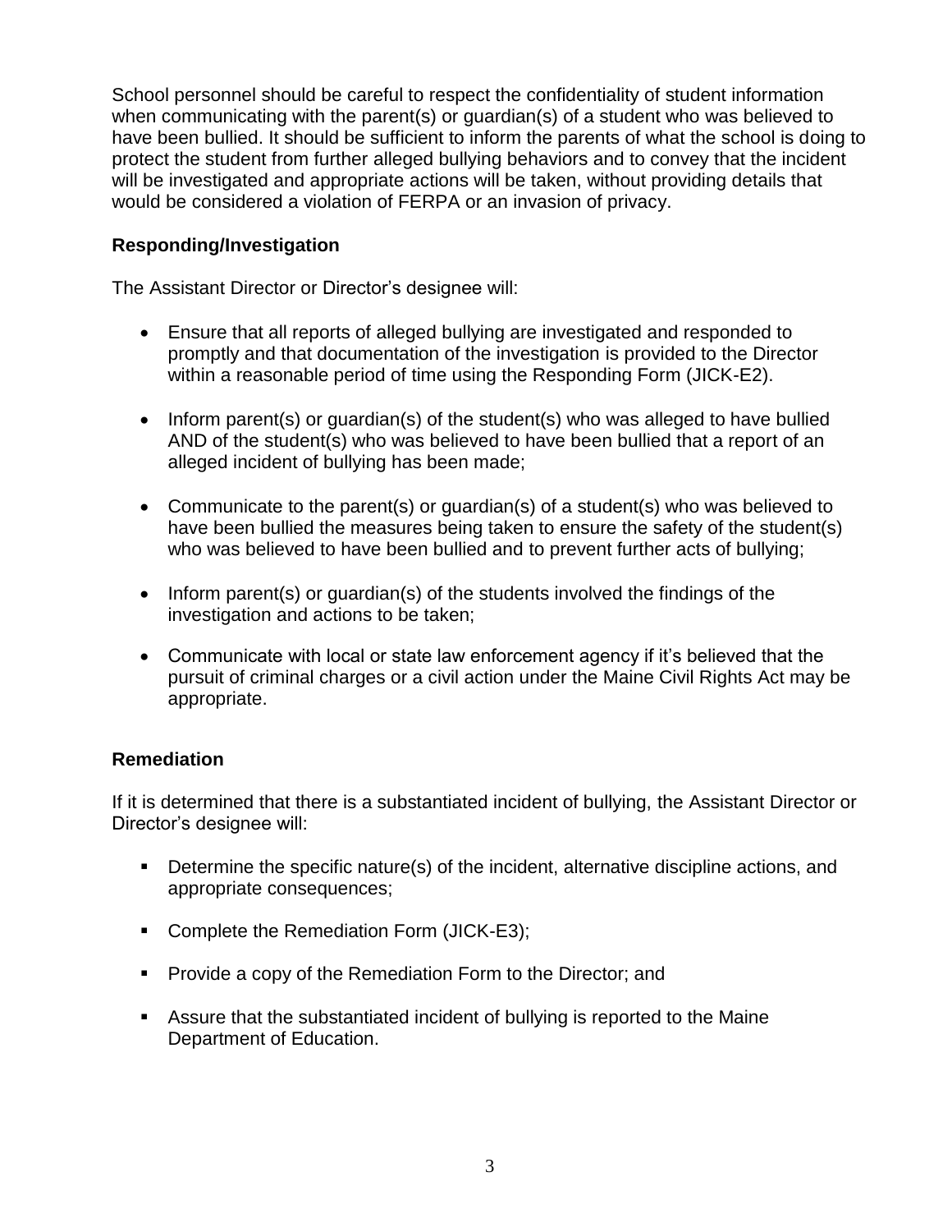School personnel should be careful to respect the confidentiality of student information when communicating with the parent(s) or guardian(s) of a student who was believed to have been bullied. It should be sufficient to inform the parents of what the school is doing to protect the student from further alleged bullying behaviors and to convey that the incident will be investigated and appropriate actions will be taken, without providing details that would be considered a violation of FERPA or an invasion of privacy.

**Responding/Investigation**

The Assistant Director or Director's designee will:

- Ensure that all reports of alleged bullying are investigated and responded to promptly and that documentation of the investigation is provided to the Director within a reasonable period of time using the Responding Form (JICK-E2).

- Inform parent(s) or guardian(s) of the student(s) who was alleged to have bullied AND of the student(s) who was believed to have been bullied that a report of an alleged incident of bullying has been made;

- Communicate to the parent(s) or guardian(s) of a student(s) who was believed to have been bullied the measures being taken to ensure the safety of the student(s) who was believed to have been bullied and to prevent further acts of bullying;

- Inform parent(s) or guardian(s) of the students involved the findings of the investigation and actions to be taken;

- Communicate with local or state law enforcement agency if it's believed that the pursuit of criminal charges or a civil action under the Maine Civil Rights Act may be appropriate.

**Remediation**

If it is determined that there is a substantiated incident of bullying, the Assistant Director or Director's designee will:

- Determine the specific nature(s) of the incident, alternative discipline actions, and appropriate consequences;

- Complete the Remediation Form (JICK-E3);

- Provide a copy of the Remediation Form to the Director; and

- Assure that the substantiated incident of bullying is reported to the Maine Department of Education.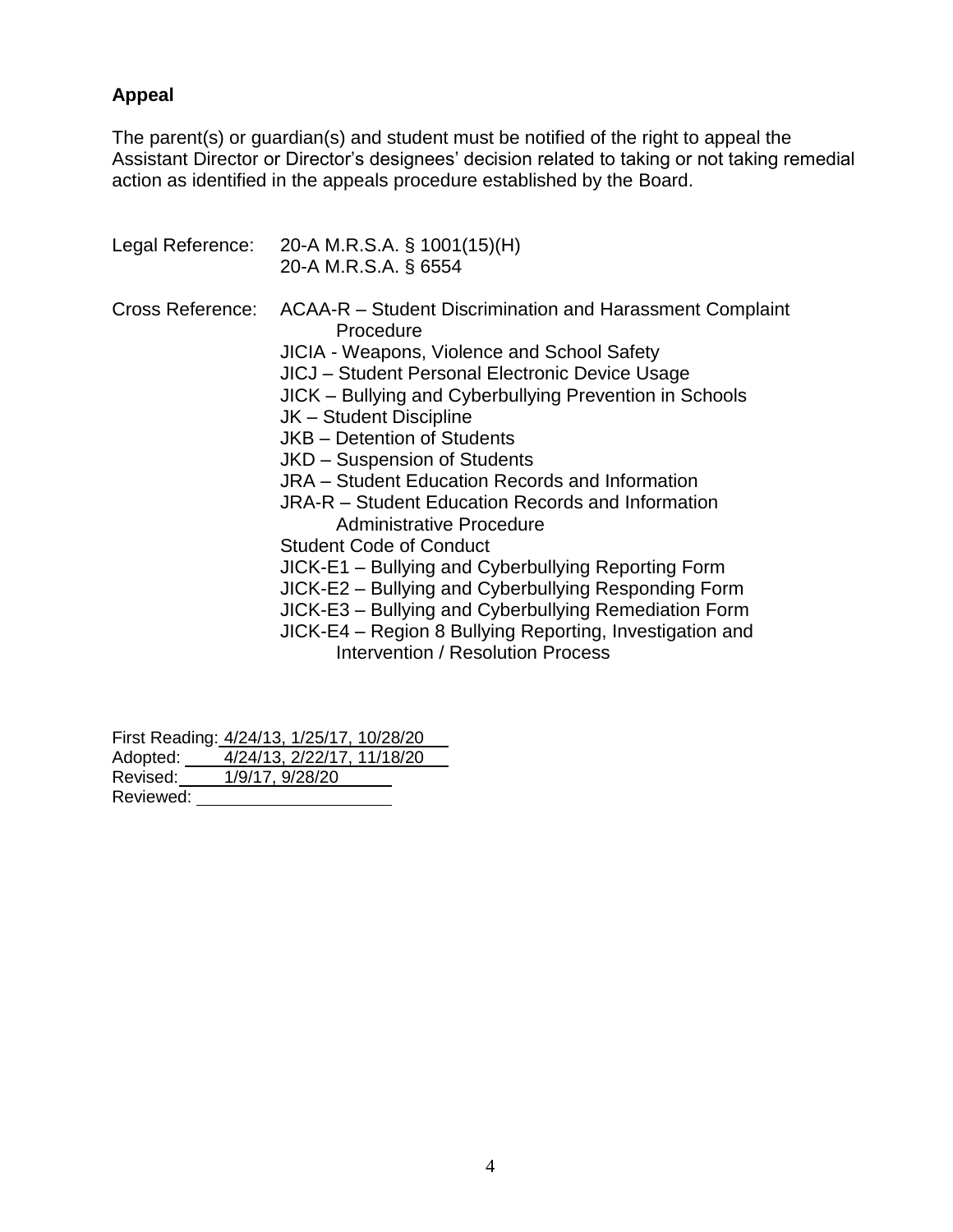## Appeal

The parent(s) or guardian(s) and student must be notified of the right to appeal the Assistant Director or Director's designees' decision related to taking or not taking remedial action as identified in the appeals procedure established by the Board.

Legal Reference: 20-A M.R.S.A. § 1001(15)(H)
20-A M.R.S.A. § 6554

Cross Reference: ACAA-R – Student Discrimination and Harassment Complaint Procedure
JICIA - Weapons, Violence and School Safety
JICJ – Student Personal Electronic Device Usage
JICK – Bullying and Cyberbullying Prevention in Schools
JK – Student Discipline
JKB – Detention of Students
JKD – Suspension of Students
JRA – Student Education Records and Information
JRA-R – Student Education Records and Information Administrative Procedure
Student Code of Conduct
JICK-E1 – Bullying and Cyberbullying Reporting Form
JICK-E2 – Bullying and Cyberbullying Responding Form
JICK-E3 – Bullying and Cyberbullying Remediation Form
JICK-E4 – Region 8 Bullying Reporting, Investigation and Intervention / Resolution Process

First Reading: 4/24/13, 1/25/17, 10/28/20
Adopted: 4/24/13, 2/22/17, 11/18/20
Revised: 1/9/17, 9/28/20
Reviewed: